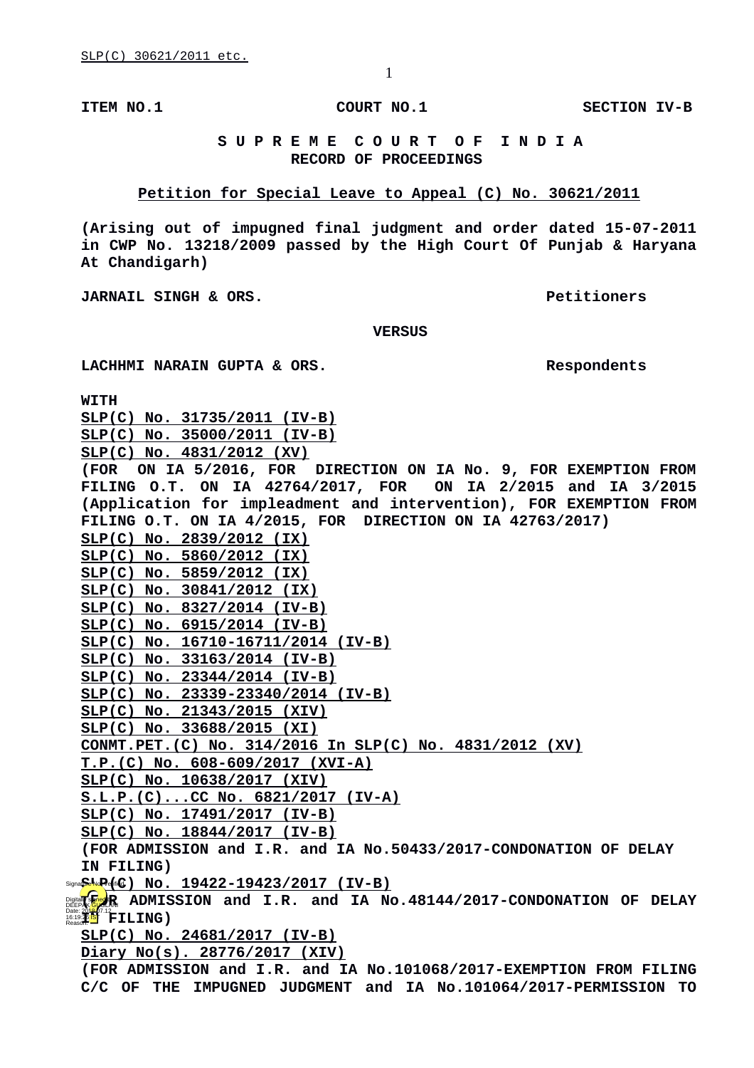**ITEM NO.1 COURT NO.1 SECTION IV-B**

**S U P R E M E C O U R T O F I N D I A**
**RECORD OF PROCEEDINGS**

**Petition for Special Leave to Appeal (C) No. 30621/2011**

**(Arising out of impugned final judgment and order dated 15-07-2011 in CWP No. 13218/2009 passed by the High Court Of Punjab & Haryana At Chandigarh)**

**JARNAIL SINGH & ORS.** **Petitioners**

**VERSUS**

**LACHHMI NARAIN GUPTA & ORS.** **Respondents**

**WITH**
**SLP(C) No. 31735/2011 (IV-B)**
**SLP(C) No. 35000/2011 (IV-B)**
**SLP(C) No. 4831/2012 (XV)**
**(FOR ON IA 5/2016, FOR DIRECTION ON IA No. 9, FOR EXEMPTION FROM FILING O.T. ON IA 42764/2017, FOR ON IA 2/2015 and IA 3/2015 (Application for impleadment and intervention), FOR EXEMPTION FROM FILING O.T. ON IA 4/2015, FOR DIRECTION ON IA 42763/2017)**
**SLP(C) No. 2839/2012 (IX)**
**SLP(C) No. 5860/2012 (IX)**
**SLP(C) No. 5859/2012 (IX)**
**SLP(C) No. 30841/2012 (IX)**
**SLP(C) No. 8327/2014 (IV-B)**
**SLP(C) No. 6915/2014 (IV-B)**
**SLP(C) No. 16710-16711/2014 (IV-B)**
**SLP(C) No. 33163/2014 (IV-B)**
**SLP(C) No. 23344/2014 (IV-B)**
**SLP(C) No. 23339-23340/2014 (IV-B)**
**SLP(C) No. 21343/2015 (XIV)**
**SLP(C) No. 33688/2015 (XI)**
**CONMT.PET.(C) No. 314/2016 In SLP(C) No. 4831/2012 (XV)**
**T.P.(C) No. 608-609/2017 (XVI-A)**
**SLP(C) No. 10638/2017 (XIV)**
**S.L.P.(C)...CC No. 6821/2017 (IV-A)**
**SLP(C) No. 17491/2017 (IV-B)**
**SLP(C) No. 18844/2017 (IV-B)**
**(FOR ADMISSION and I.R. and IA No.50433/2017-CONDONATION OF DELAY IN FILING)**
**SLP(C) No. 19422-19423/2017 (IV-B)**
**(FOR ADMISSION and I.R. and IA No.48144/2017-CONDONATION OF DELAY IN FILING)**
**SLP(C) No. 24681/2017 (IV-B)**
**Diary No(s). 28776/2017 (XIV)**
**(FOR ADMISSION and I.R. and IA No.101068/2017-EXEMPTION FROM FILING C/C OF THE IMPUGNED JUDGMENT and IA No.101064/2017-PERMISSION TO**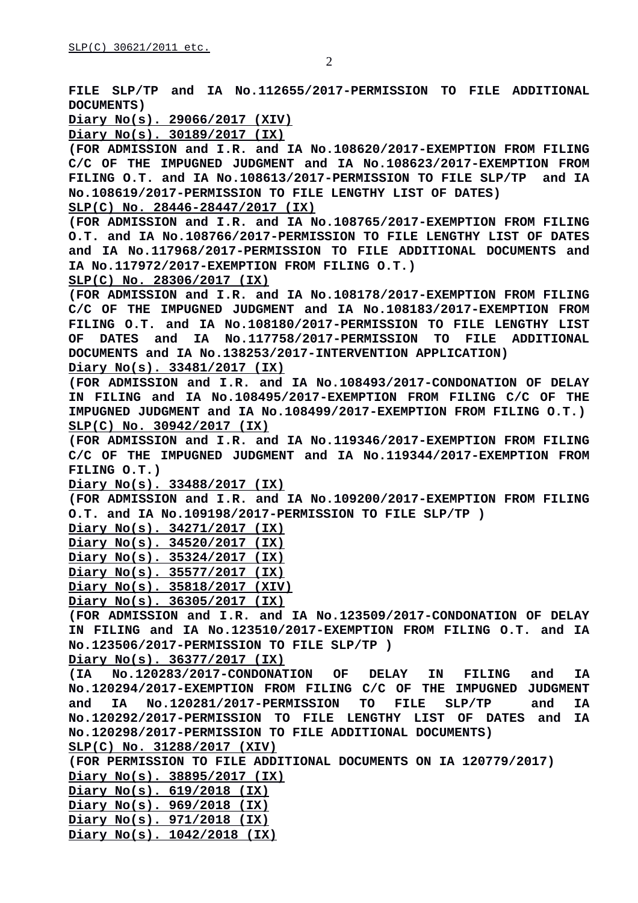**FILE SLP/TP and IA No.112655/2017-PERMISSION TO FILE ADDITIONAL DOCUMENTS)**

**Diary No(s). 29066/2017 (XIV)**

**Diary No(s). 30189/2017 (IX)**

**(FOR ADMISSION and I.R. and IA No.108620/2017-EXEMPTION FROM FILING C/C OF THE IMPUGNED JUDGMENT and IA No.108623/2017-EXEMPTION FROM FILING O.T. and IA No.108613/2017-PERMISSION TO FILE SLP/TP and IA No.108619/2017-PERMISSION TO FILE LENGTHY LIST OF DATES)**

**SLP(C) No. 28446-28447/2017 (IX)**

**(FOR ADMISSION and I.R. and IA No.108765/2017-EXEMPTION FROM FILING O.T. and IA No.108766/2017-PERMISSION TO FILE LENGTHY LIST OF DATES and IA No.117968/2017-PERMISSION TO FILE ADDITIONAL DOCUMENTS and IA No.117972/2017-EXEMPTION FROM FILING O.T.)**

**SLP(C) No. 28306/2017 (IX)**

**(FOR ADMISSION and I.R. and IA No.108178/2017-EXEMPTION FROM FILING C/C OF THE IMPUGNED JUDGMENT and IA No.108183/2017-EXEMPTION FROM FILING O.T. and IA No.108180/2017-PERMISSION TO FILE LENGTHY LIST OF DATES and IA No.117758/2017-PERMISSION TO FILE ADDITIONAL DOCUMENTS and IA No.138253/2017-INTERVENTION APPLICATION)**

**Diary No(s). 33481/2017 (IX)**

**(FOR ADMISSION and I.R. and IA No.108493/2017-CONDONATION OF DELAY IN FILING and IA No.108495/2017-EXEMPTION FROM FILING C/C OF THE IMPUGNED JUDGMENT and IA No.108499/2017-EXEMPTION FROM FILING O.T.)**

**SLP(C) No. 30942/2017 (IX)**

**(FOR ADMISSION and I.R. and IA No.119346/2017-EXEMPTION FROM FILING C/C OF THE IMPUGNED JUDGMENT and IA No.119344/2017-EXEMPTION FROM FILING O.T.)**

**Diary No(s). 33488/2017 (IX)**

**(FOR ADMISSION and I.R. and IA No.109200/2017-EXEMPTION FROM FILING O.T. and IA No.109198/2017-PERMISSION TO FILE SLP/TP )**

**Diary No(s). 34271/2017 (IX)**

**Diary No(s). 34520/2017 (IX)**

**Diary No(s). 35324/2017 (IX)**

**Diary No(s). 35577/2017 (IX)**

**Diary No(s). 35818/2017 (XIV)**

**Diary No(s). 36305/2017 (IX)**

**(FOR ADMISSION and I.R. and IA No.123509/2017-CONDONATION OF DELAY IN FILING and IA No.123510/2017-EXEMPTION FROM FILING O.T. and IA No.123506/2017-PERMISSION TO FILE SLP/TP )**

**Diary No(s). 36377/2017 (IX)**

**(IA No.120283/2017-CONDONATION OF DELAY IN FILING and IA No.120294/2017-EXEMPTION FROM FILING C/C OF THE IMPUGNED JUDGMENT and IA No.120281/2017-PERMISSION TO FILE SLP/TP and IA No.120292/2017-PERMISSION TO FILE LENGTHY LIST OF DATES and IA No.120298/2017-PERMISSION TO FILE ADDITIONAL DOCUMENTS)**

**SLP(C) No. 31288/2017 (XIV)**

**(FOR PERMISSION TO FILE ADDITIONAL DOCUMENTS ON IA 120779/2017)**

**Diary No(s). 38895/2017 (IX)**

**Diary No(s). 619/2018 (IX)**

**Diary No(s). 969/2018 (IX)**

**Diary No(s). 971/2018 (IX)**

**Diary No(s). 1042/2018 (IX)**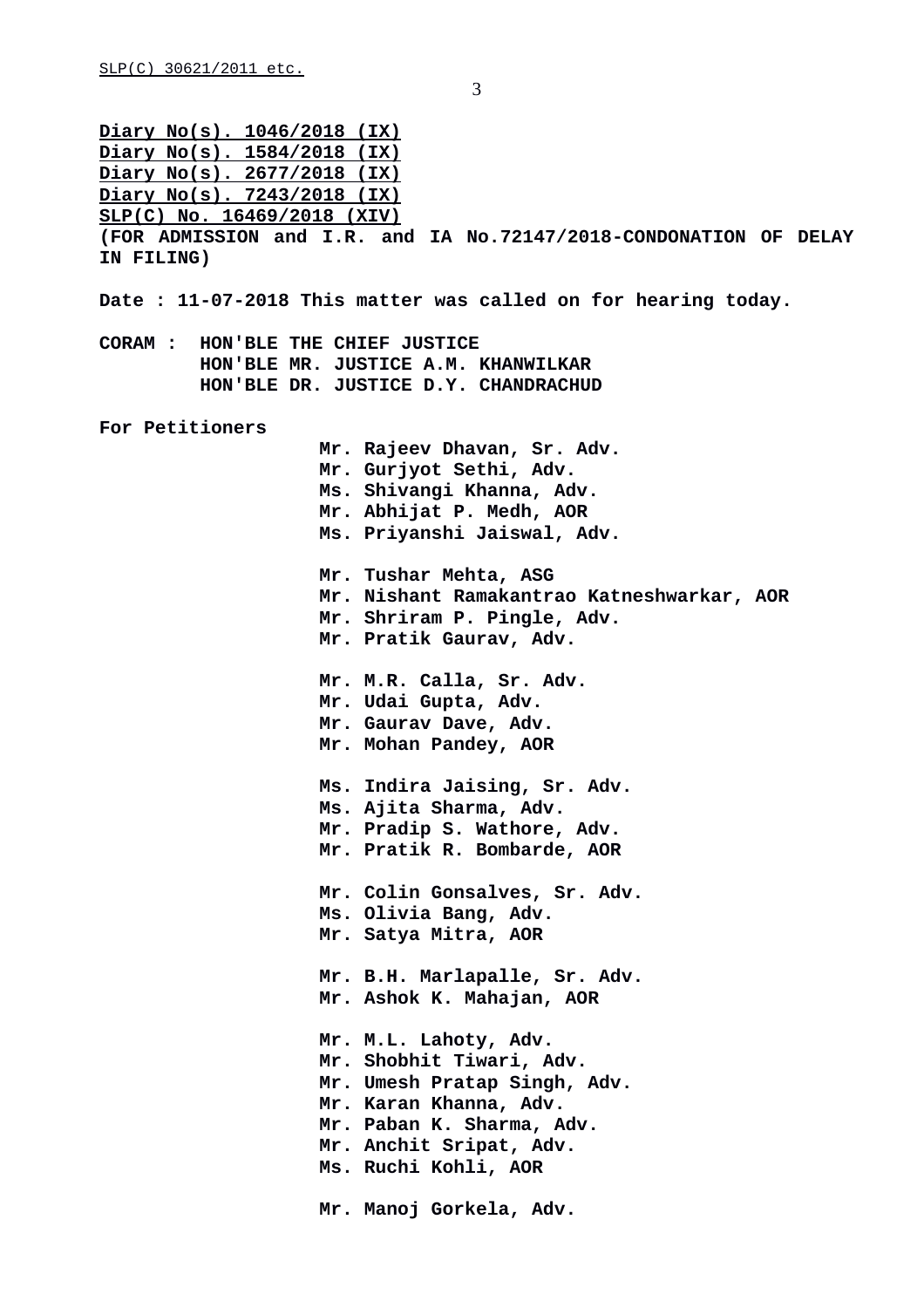**Diary No(s). 1046/2018 (IX)**
**Diary No(s). 1584/2018 (IX)**
**Diary No(s). 2677/2018 (IX)**
**Diary No(s). 7243/2018 (IX)**
**SLP(C) No. 16469/2018 (XIV)**
**(FOR ADMISSION and I.R. and IA No.72147/2018-CONDONATION OF DELAY IN FILING)**

**Date : 11-07-2018 This matter was called on for hearing today.**

**CORAM : HON'BLE THE CHIEF JUSTICE**
**HON'BLE MR. JUSTICE A.M. KHANWILKAR**
**HON'BLE DR. JUSTICE D.Y. CHANDRACHUD**

**For Petitioners**

**Mr. Rajeev Dhavan, Sr. Adv.**
**Mr. Gurjyot Sethi, Adv.**
**Ms. Shivangi Khanna, Adv.**
**Mr. Abhijat P. Medh, AOR**
**Ms. Priyanshi Jaiswal, Adv.**

**Mr. Tushar Mehta, ASG**
**Mr. Nishant Ramakantrao Katneshwarkar, AOR**
**Mr. Shriram P. Pingle, Adv.**
**Mr. Pratik Gaurav, Adv.**

**Mr. M.R. Calla, Sr. Adv.**
**Mr. Udai Gupta, Adv.**
**Mr. Gaurav Dave, Adv.**
**Mr. Mohan Pandey, AOR**

**Ms. Indira Jaising, Sr. Adv.**
**Ms. Ajita Sharma, Adv.**
**Mr. Pradip S. Wathore, Adv.**
**Mr. Pratik R. Bombarde, AOR**

**Mr. Colin Gonsalves, Sr. Adv.**
**Ms. Olivia Bang, Adv.**
**Mr. Satya Mitra, AOR**

**Mr. B.H. Marlapalle, Sr. Adv.**
**Mr. Ashok K. Mahajan, AOR**

**Mr. M.L. Lahoty, Adv.**
**Mr. Shobhit Tiwari, Adv.**
**Mr. Umesh Pratap Singh, Adv.**
**Mr. Karan Khanna, Adv.**
**Mr. Paban K. Sharma, Adv.**
**Mr. Anchit Sripat, Adv.**
**Ms. Ruchi Kohli, AOR**

**Mr. Manoj Gorkela, Adv.**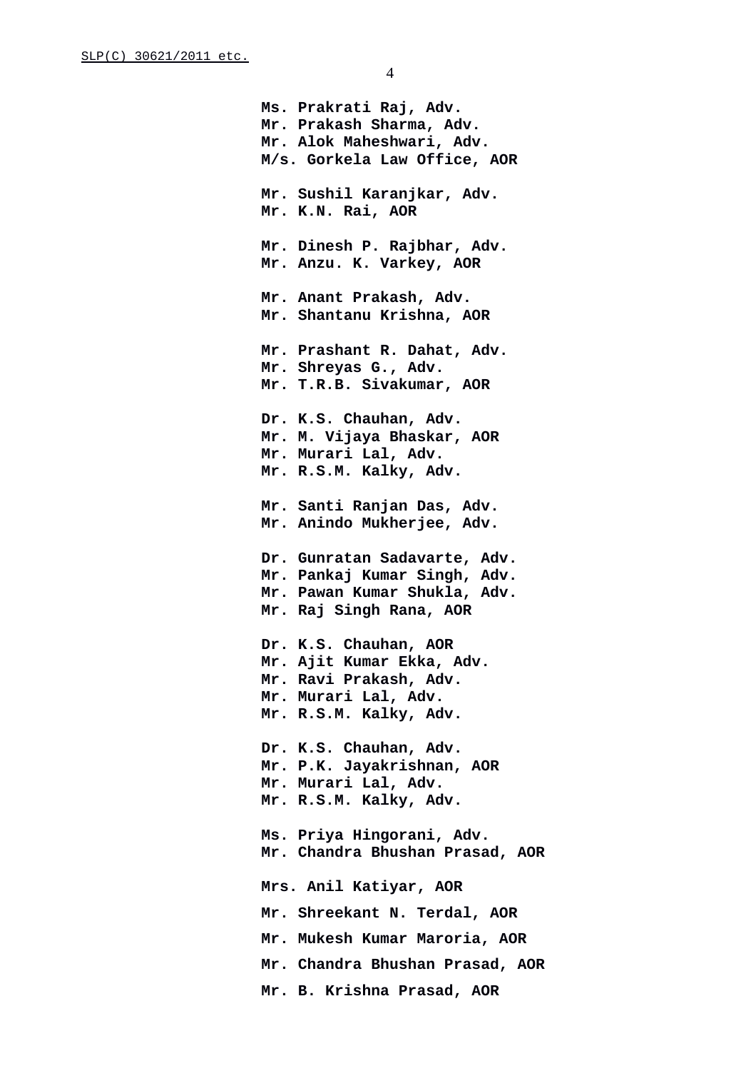**Ms. Prakrati Raj, Adv.**
**Mr. Prakash Sharma, Adv.**
**Mr. Alok Maheshwari, Adv.**
**M/s. Gorkela Law Office, AOR**

**Mr. Sushil Karanjkar, Adv.**
**Mr. K.N. Rai, AOR**

**Mr. Dinesh P. Rajbhar, Adv.**
**Mr. Anzu. K. Varkey, AOR**

**Mr. Anant Prakash, Adv.**
**Mr. Shantanu Krishna, AOR**

**Mr. Prashant R. Dahat, Adv.**
**Mr. Shreyas G., Adv.**
**Mr. T.R.B. Sivakumar, AOR**

**Dr. K.S. Chauhan, Adv.**
**Mr. M. Vijaya Bhaskar, AOR**
**Mr. Murari Lal, Adv.**
**Mr. R.S.M. Kalky, Adv.**

**Mr. Santi Ranjan Das, Adv.**
**Mr. Anindo Mukherjee, Adv.**

**Dr. Gunratan Sadavarte, Adv.**
**Mr. Pankaj Kumar Singh, Adv.**
**Mr. Pawan Kumar Shukla, Adv.**
**Mr. Raj Singh Rana, AOR**

**Dr. K.S. Chauhan, AOR**
**Mr. Ajit Kumar Ekka, Adv.**
**Mr. Ravi Prakash, Adv.**
**Mr. Murari Lal, Adv.**
**Mr. R.S.M. Kalky, Adv.**

**Dr. K.S. Chauhan, Adv.**
**Mr. P.K. Jayakrishnan, AOR**
**Mr. Murari Lal, Adv.**
**Mr. R.S.M. Kalky, Adv.**

**Ms. Priya Hingorani, Adv.**
**Mr. Chandra Bhushan Prasad, AOR**

**Mrs. Anil Katiyar, AOR**

**Mr. Shreekant N. Terdal, AOR**

**Mr. Mukesh Kumar Maroria, AOR**

**Mr. Chandra Bhushan Prasad, AOR**

**Mr. B. Krishna Prasad, AOR**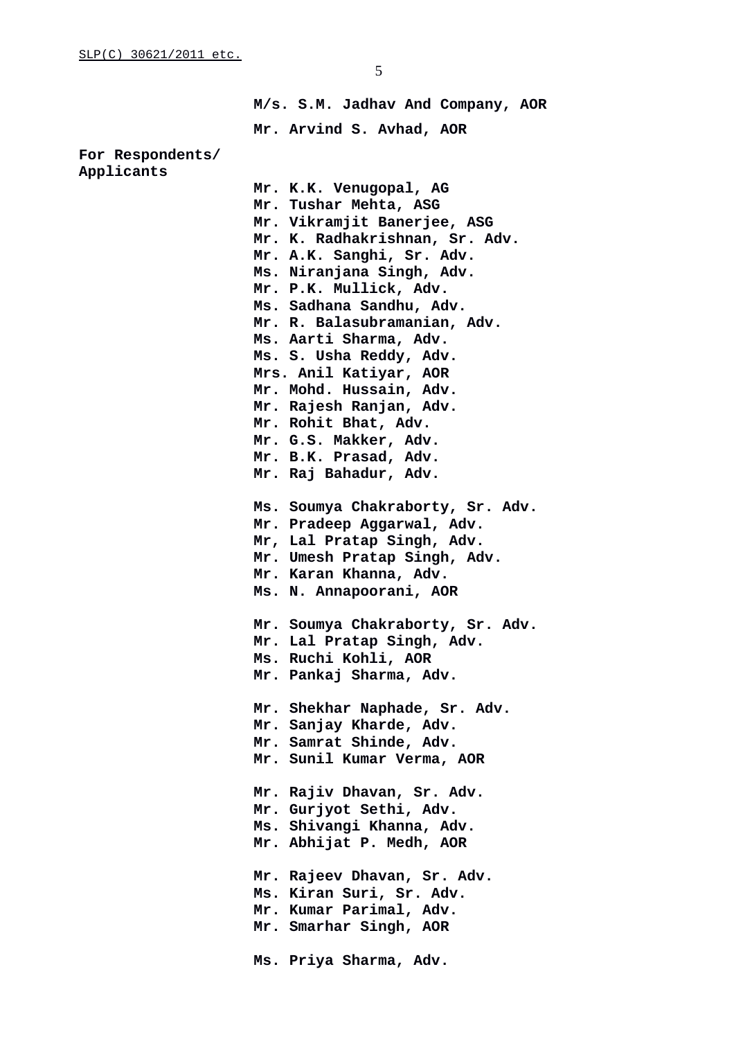**M/s. S.M. Jadhav And Company, AOR**

**Mr. Arvind S. Avhad, AOR**

**For Respondents/ Applicants**

**Mr. K.K. Venugopal, AG**
**Mr. Tushar Mehta, ASG**
**Mr. Vikramjit Banerjee, ASG**
**Mr. K. Radhakrishnan, Sr. Adv.**
**Mr. A.K. Sanghi, Sr. Adv.**
**Ms. Niranjana Singh, Adv.**
**Mr. P.K. Mullick, Adv.**
**Ms. Sadhana Sandhu, Adv.**
**Mr. R. Balasubramanian, Adv.**
**Ms. Aarti Sharma, Adv.**
**Ms. S. Usha Reddy, Adv.**
**Mrs. Anil Katiyar, AOR**
**Mr. Mohd. Hussain, Adv.**
**Mr. Rajesh Ranjan, Adv.**
**Mr. Rohit Bhat, Adv.**
**Mr. G.S. Makker, Adv.**
**Mr. B.K. Prasad, Adv.**
**Mr. Raj Bahadur, Adv.**

**Ms. Soumya Chakraborty, Sr. Adv.**
**Mr. Pradeep Aggarwal, Adv.**
**Mr, Lal Pratap Singh, Adv.**
**Mr. Umesh Pratap Singh, Adv.**
**Mr. Karan Khanna, Adv.**
**Ms. N. Annapoorani, AOR**

**Mr. Soumya Chakraborty, Sr. Adv.**
**Mr. Lal Pratap Singh, Adv.**
**Ms. Ruchi Kohli, AOR**
**Mr. Pankaj Sharma, Adv.**

**Mr. Shekhar Naphade, Sr. Adv.**
**Mr. Sanjay Kharde, Adv.**
**Mr. Samrat Shinde, Adv.**
**Mr. Sunil Kumar Verma, AOR**

**Mr. Rajiv Dhavan, Sr. Adv.**
**Mr. Gurjyot Sethi, Adv.**
**Ms. Shivangi Khanna, Adv.**
**Mr. Abhijat P. Medh, AOR**

**Mr. Rajeev Dhavan, Sr. Adv.**
**Ms. Kiran Suri, Sr. Adv.**
**Mr. Kumar Parimal, Adv.**
**Mr. Smarhar Singh, AOR**

**Ms. Priya Sharma, Adv.**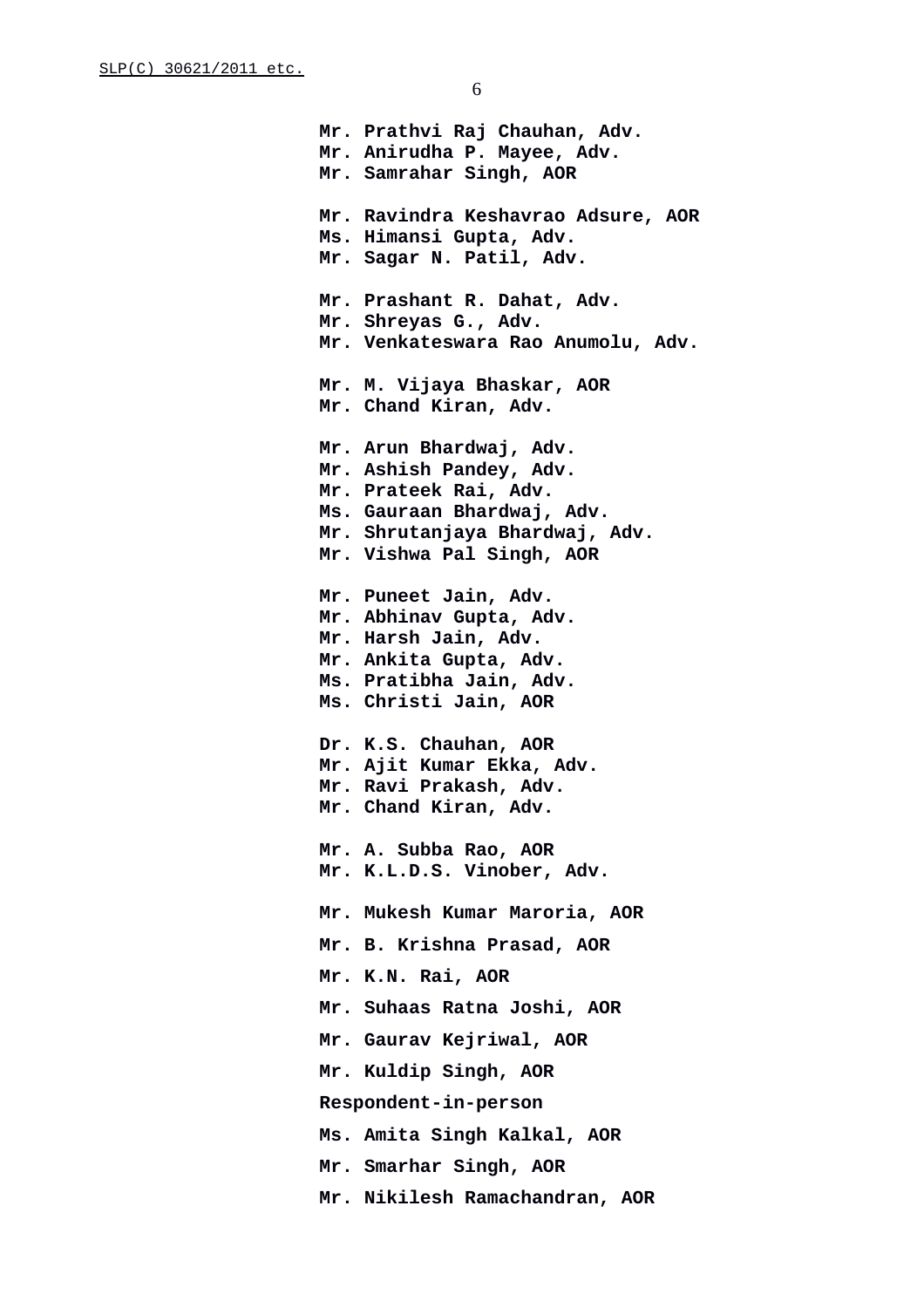**Mr. Prathvi Raj Chauhan, Adv.**
**Mr. Anirudha P. Mayee, Adv.**
**Mr. Samrahar Singh, AOR**

**Mr. Ravindra Keshavrao Adsure, AOR**
**Ms. Himansi Gupta, Adv.**
**Mr. Sagar N. Patil, Adv.**

**Mr. Prashant R. Dahat, Adv.**
**Mr. Shreyas G., Adv.**
**Mr. Venkateswara Rao Anumolu, Adv.**

**Mr. M. Vijaya Bhaskar, AOR**
**Mr. Chand Kiran, Adv.**

**Mr. Arun Bhardwaj, Adv.**
**Mr. Ashish Pandey, Adv.**
**Mr. Prateek Rai, Adv.**
**Ms. Gauraan Bhardwaj, Adv.**
**Mr. Shrutanjaya Bhardwaj, Adv.**
**Mr. Vishwa Pal Singh, AOR**

**Mr. Puneet Jain, Adv.**
**Mr. Abhinav Gupta, Adv.**
**Mr. Harsh Jain, Adv.**
**Mr. Ankita Gupta, Adv.**
**Ms. Pratibha Jain, Adv.**
**Ms. Christi Jain, AOR**

**Dr. K.S. Chauhan, AOR**
**Mr. Ajit Kumar Ekka, Adv.**
**Mr. Ravi Prakash, Adv.**
**Mr. Chand Kiran, Adv.**

**Mr. A. Subba Rao, AOR**
**Mr. K.L.D.S. Vinober, Adv.**

**Mr. Mukesh Kumar Maroria, AOR**

**Mr. B. Krishna Prasad, AOR**

**Mr. K.N. Rai, AOR**

**Mr. Suhaas Ratna Joshi, AOR**

**Mr. Gaurav Kejriwal, AOR**

**Mr. Kuldip Singh, AOR**

**Respondent-in-person**

**Ms. Amita Singh Kalkal, AOR**

**Mr. Smarhar Singh, AOR**

**Mr. Nikilesh Ramachandran, AOR**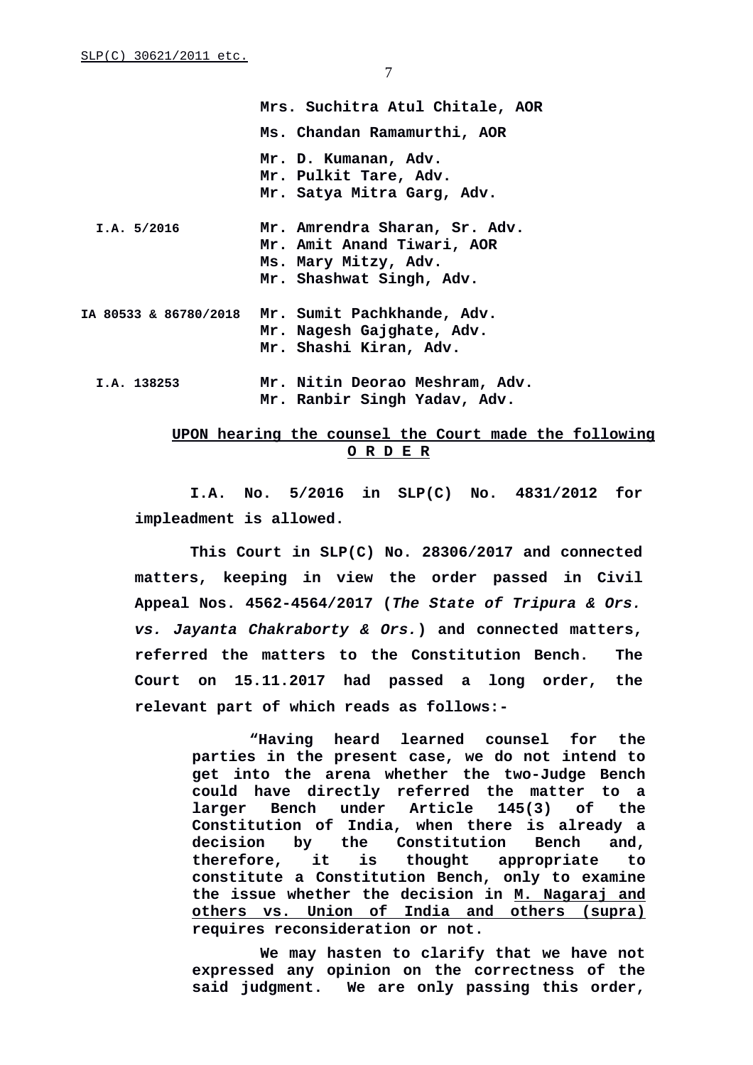**Mrs. Suchitra Atul Chitale, AOR**

**Ms. Chandan Ramamurthi, AOR**

**Mr. D. Kumanan, Adv.**
**Mr. Pulkit Tare, Adv.**
**Mr. Satya Mitra Garg, Adv.**

**I.A. 5/2016** **Mr. Amrendra Sharan, Sr. Adv.**
**Mr. Amit Anand Tiwari, AOR**
**Ms. Mary Mitzy, Adv.**
**Mr. Shashwat Singh, Adv.**

**IA 80533 & 86780/2018** **Mr. Sumit Pachkhande, Adv.**
**Mr. Nagesh Gajghate, Adv.**
**Mr. Shashi Kiran, Adv.**

**I.A. 138253** **Mr. Nitin Deorao Meshram, Adv.**
**Mr. Ranbir Singh Yadav, Adv.**

**UPON hearing the counsel the Court made the following**
**O R D E R**

**I.A. No. 5/2016 in SLP(C) No. 4831/2012 for impleadment is allowed.**

**This Court in SLP(C) No. 28306/2017 and connected matters, keeping in view the order passed in Civil Appeal Nos. 4562-4564/2017 (*The State of Tripura & Ors. vs. Jayanta Chakraborty & Ors.*) and connected matters, referred the matters to the Constitution Bench. The Court on 15.11.2017 had passed a long order, the relevant part of which reads as follows:-**

> **"Having heard learned counsel for the parties in the present case, we do not intend to get into the arena whether the two-Judge Bench could have directly referred the matter to a larger Bench under Article 145(3) of the Constitution of India, when there is already a decision by the Constitution Bench and, therefore, it is thought appropriate to constitute a Constitution Bench, only to examine the issue whether the decision in M. Nagaraj and others vs. Union of India and others (supra) requires reconsideration or not.**
>
> **We may hasten to clarify that we have not expressed any opinion on the correctness of the said judgment. We are only passing this order,**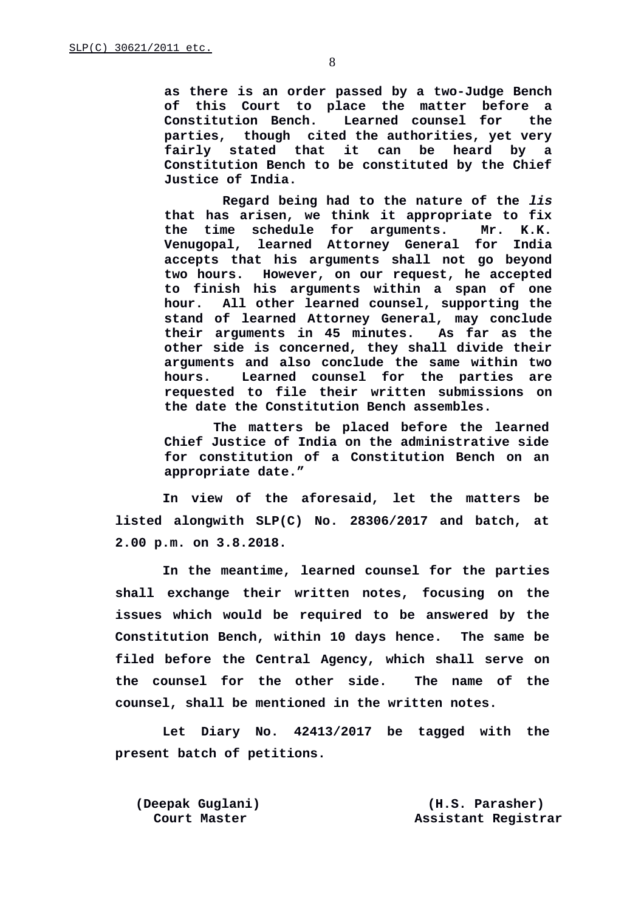**as there is an order passed by a two-Judge Bench of this Court to place the matter before a Constitution Bench. Learned counsel for the parties, though cited the authorities, yet very fairly stated that it can be heard by a Constitution Bench to be constituted by the Chief Justice of India.**

**Regard being had to the nature of the *lis* that has arisen, we think it appropriate to fix the time schedule for arguments. Mr. K.K. Venugopal, learned Attorney General for India accepts that his arguments shall not go beyond two hours. However, on our request, he accepted to finish his arguments within a span of one hour. All other learned counsel, supporting the stand of learned Attorney General, may conclude their arguments in 45 minutes. As far as the other side is concerned, they shall divide their arguments and also conclude the same within two hours. Learned counsel for the parties are requested to file their written submissions on the date the Constitution Bench assembles.**

**The matters be placed before the learned Chief Justice of India on the administrative side for constitution of a Constitution Bench on an appropriate date."**

**In view of the aforesaid, let the matters be listed alongwith SLP(C) No. 28306/2017 and batch, at 2.00 p.m. on 3.8.2018.**

**In the meantime, learned counsel for the parties shall exchange their written notes, focusing on the issues which would be required to be answered by the Constitution Bench, within 10 days hence. The same be filed before the Central Agency, which shall serve on the counsel for the other side. The name of the counsel, shall be mentioned in the written notes.**

**Let Diary No. 42413/2017 be tagged with the present batch of petitions.**

**(Deepak Guglani)**
**Court Master**

**(H.S. Parasher)**
**Assistant Registrar**